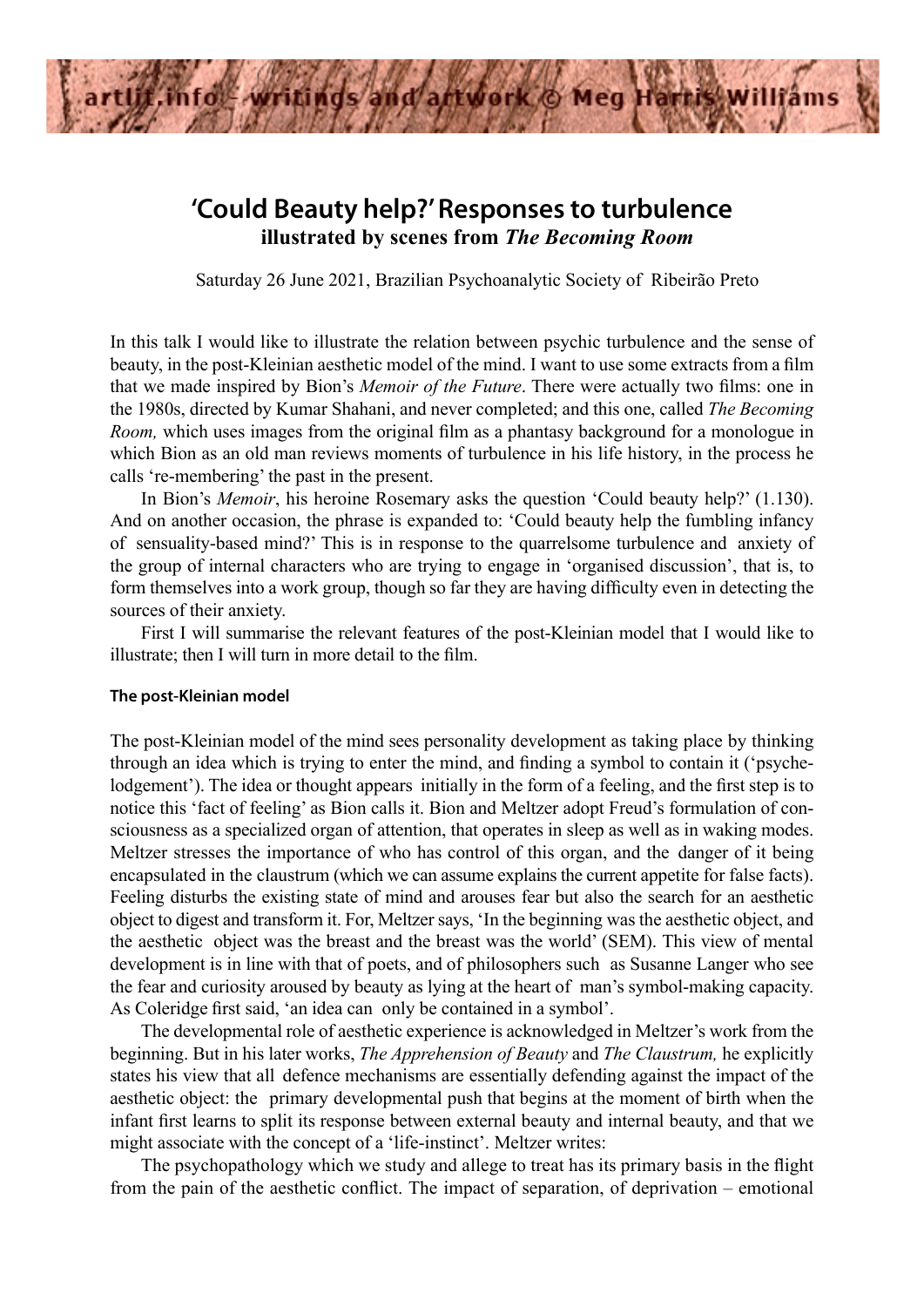# 'Could Beauty help?' Responses to turbulence

## illustrated by scenes from *The Becoming Room*

Saturday 26 June 2021, Brazilian Psychoanalytic Society of Ribeirão Preto

In this talk I would like to illustrate the relation between psychic turbulence and the sense of beauty, in the post-Kleinian aesthetic model of the mind. I want to use some extracts from a film that we made inspired by Bion's *Memoir of the Future*. There were actually two films: one in the 1980s, directed by Kumar Shahani, and never completed; and this one, called *The Becoming Room,* which uses images from the original film as a phantasy background for a monologue in which Bion as an old man reviews moments of turbulence in his life history, in the process he calls 're-membering' the past in the present.

In Bion's *Memoir*, his heroine Rosemary asks the question 'Could beauty help?' (1.130). And on another occasion, the phrase is expanded to: 'Could beauty help the fumbling infancy of sensuality-based mind?' This is in response to the quarrelsome turbulence and anxiety of the group of internal characters who are trying to engage in 'organised discussion', that is, to form themselves into a work group, though so far they are having difficulty even in detecting the sources of their anxiety.

First I will summarise the relevant features of the post-Kleinian model that I would like to illustrate; then I will turn in more detail to the film.

### The post-Kleinian model

The post-Kleinian model of the mind sees personality development as taking place by thinking through an idea which is trying to enter the mind, and finding a symbol to contain it ('psyche-lodgement'). The idea or thought appears initially in the form of a feeling, and the first step is to notice this 'fact of feeling' as Bion calls it. Bion and Meltzer adopt Freud's formulation of consciousness as a specialized organ of attention, that operates in sleep as well as in waking modes. Meltzer stresses the importance of who has control of this organ, and the danger of it being encapsulated in the claustrum (which we can assume explains the current appetite for false facts). Feeling disturbs the existing state of mind and arouses fear but also the search for an aesthetic object to digest and transform it. For, Meltzer says, 'In the beginning was the aesthetic object, and the aesthetic object was the breast and the breast was the world' (SEM). This view of mental development is in line with that of poets, and of philosophers such as Susanne Langer who see the fear and curiosity aroused by beauty as lying at the heart of man's symbol-making capacity. As Coleridge first said, 'an idea can only be contained in a symbol'.

The developmental role of aesthetic experience is acknowledged in Meltzer's work from the beginning. But in his later works, *The Apprehension of Beauty* and *The Claustrum,* he explicitly states his view that all defence mechanisms are essentially defending against the impact of the aesthetic object: the primary developmental push that begins at the moment of birth when the infant first learns to split its response between external beauty and internal beauty, and that we might associate with the concept of a 'life-instinct'. Meltzer writes:

The psychopathology which we study and allege to treat has its primary basis in the flight from the pain of the aesthetic conflict. The impact of separation, of deprivation – emotional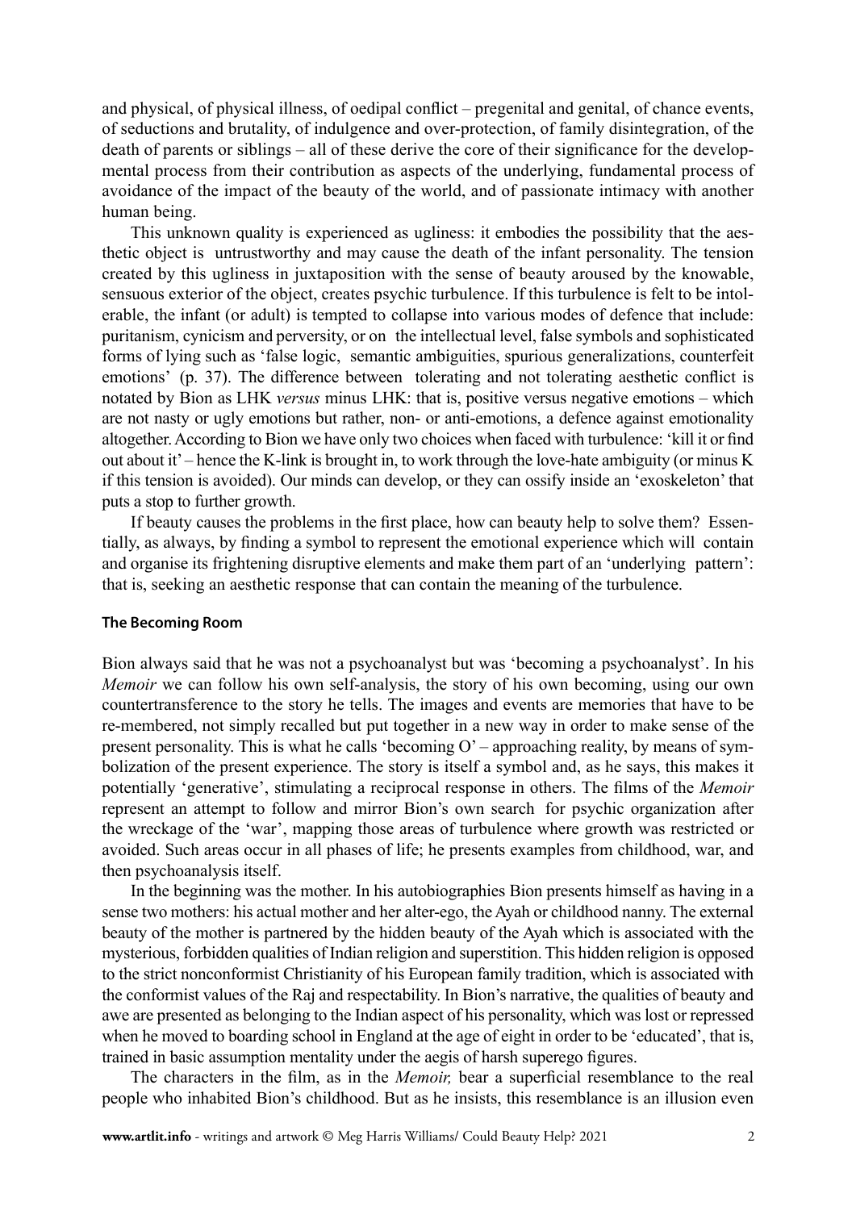and physical, of physical illness, of oedipal conflict – pregenital and genital, of chance events, of seductions and brutality, of indulgence and over-protection, of family disintegration, of the death of parents or siblings – all of these derive the core of their significance for the developmental process from their contribution as aspects of the underlying, fundamental process of avoidance of the impact of the beauty of the world, and of passionate intimacy with another human being.

This unknown quality is experienced as ugliness: it embodies the possibility that the aesthetic object is untrustworthy and may cause the death of the infant personality. The tension created by this ugliness in juxtaposition with the sense of beauty aroused by the knowable, sensuous exterior of the object, creates psychic turbulence. If this turbulence is felt to be intolerable, the infant (or adult) is tempted to collapse into various modes of defence that include: puritanism, cynicism and perversity, or on the intellectual level, false symbols and sophisticated forms of lying such as 'false logic, semantic ambiguities, spurious generalizations, counterfeit emotions' (p. 37). The difference between tolerating and not tolerating aesthetic conflict is notated by Bion as LHK *versus* minus LHK: that is, positive versus negative emotions – which are not nasty or ugly emotions but rather, non- or anti-emotions, a defence against emotionality altogether. According to Bion we have only two choices when faced with turbulence: 'kill it or find out about it' – hence the K-link is brought in, to work through the love-hate ambiguity (or minus K if this tension is avoided). Our minds can develop, or they can ossify inside an 'exoskeleton' that puts a stop to further growth.

If beauty causes the problems in the first place, how can beauty help to solve them? Essentially, as always, by finding a symbol to represent the emotional experience which will contain and organise its frightening disruptive elements and make them part of an 'underlying pattern': that is, seeking an aesthetic response that can contain the meaning of the turbulence.

**The Becoming Room**

Bion always said that he was not a psychoanalyst but was 'becoming a psychoanalyst'. In his *Memoir* we can follow his own self-analysis, the story of his own becoming, using our own countertransference to the story he tells. The images and events are memories that have to be re-membered, not simply recalled but put together in a new way in order to make sense of the present personality. This is what he calls 'becoming O' – approaching reality, by means of symbolization of the present experience. The story is itself a symbol and, as he says, this makes it potentially 'generative', stimulating a reciprocal response in others. The films of the *Memoir* represent an attempt to follow and mirror Bion's own search for psychic organization after the wreckage of the 'war', mapping those areas of turbulence where growth was restricted or avoided. Such areas occur in all phases of life; he presents examples from childhood, war, and then psychoanalysis itself.

In the beginning was the mother. In his autobiographies Bion presents himself as having in a sense two mothers: his actual mother and her alter-ego, the Ayah or childhood nanny. The external beauty of the mother is partnered by the hidden beauty of the Ayah which is associated with the mysterious, forbidden qualities of Indian religion and superstition. This hidden religion is opposed to the strict nonconformist Christianity of his European family tradition, which is associated with the conformist values of the Raj and respectability. In Bion's narrative, the qualities of beauty and awe are presented as belonging to the Indian aspect of his personality, which was lost or repressed when he moved to boarding school in England at the age of eight in order to be 'educated', that is, trained in basic assumption mentality under the aegis of harsh superego figures.

The characters in the film, as in the *Memoir,* bear a superficial resemblance to the real people who inhabited Bion's childhood. But as he insists, this resemblance is an illusion even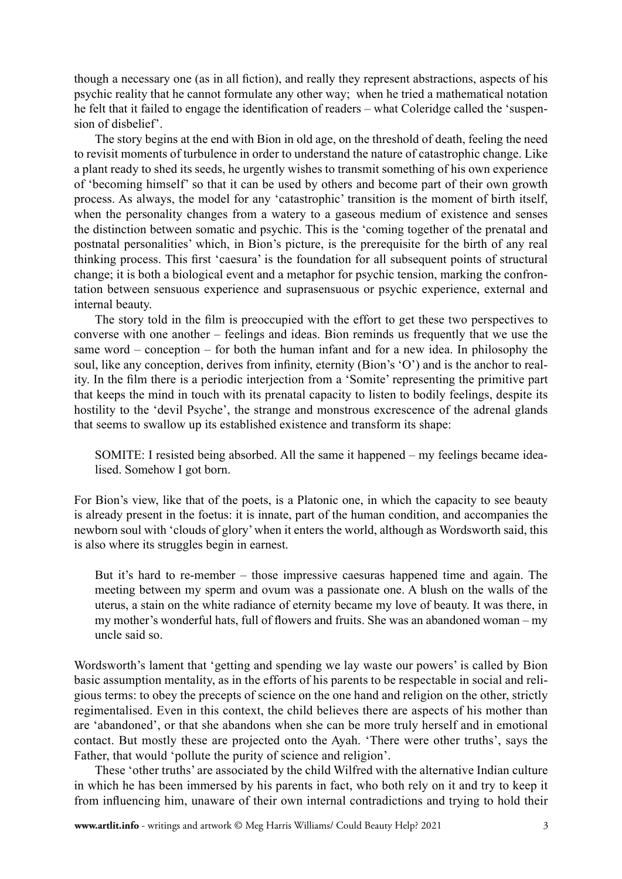though a necessary one (as in all fiction), and really they represent abstractions, aspects of his psychic reality that he cannot formulate any other way; when he tried a mathematical notation he felt that it failed to engage the identification of readers – what Coleridge called the 'suspension of disbelief'.

The story begins at the end with Bion in old age, on the threshold of death, feeling the need to revisit moments of turbulence in order to understand the nature of catastrophic change. Like a plant ready to shed its seeds, he urgently wishes to transmit something of his own experience of 'becoming himself' so that it can be used by others and become part of their own growth process. As always, the model for any 'catastrophic' transition is the moment of birth itself, when the personality changes from a watery to a gaseous medium of existence and senses the distinction between somatic and psychic. This is the 'coming together of the prenatal and postnatal personalities' which, in Bion's picture, is the prerequisite for the birth of any real thinking process. This first 'caesura' is the foundation for all subsequent points of structural change; it is both a biological event and a metaphor for psychic tension, marking the confrontation between sensuous experience and suprasensuous or psychic experience, external and internal beauty.

The story told in the film is preoccupied with the effort to get these two perspectives to converse with one another – feelings and ideas. Bion reminds us frequently that we use the same word – conception – for both the human infant and for a new idea. In philosophy the soul, like any conception, derives from infinity, eternity (Bion's 'O') and is the anchor to reality. In the film there is a periodic interjection from a 'Somite' representing the primitive part that keeps the mind in touch with its prenatal capacity to listen to bodily feelings, despite its hostility to the 'devil Psyche', the strange and monstrous excrescence of the adrenal glands that seems to swallow up its established existence and transform its shape:

> SOMITE: I resisted being absorbed. All the same it happened – my feelings became idealised. Somehow I got born.

For Bion's view, like that of the poets, is a Platonic one, in which the capacity to see beauty is already present in the foetus: it is innate, part of the human condition, and accompanies the newborn soul with 'clouds of glory' when it enters the world, although as Wordsworth said, this is also where its struggles begin in earnest.

> But it's hard to re-member – those impressive caesuras happened time and again. The meeting between my sperm and ovum was a passionate one. A blush on the walls of the uterus, a stain on the white radiance of eternity became my love of beauty. It was there, in my mother's wonderful hats, full of flowers and fruits. She was an abandoned woman – my uncle said so.

Wordsworth's lament that 'getting and spending we lay waste our powers' is called by Bion basic assumption mentality, as in the efforts of his parents to be respectable in social and religious terms: to obey the precepts of science on the one hand and religion on the other, strictly regimentalised. Even in this context, the child believes there are aspects of his mother than are 'abandoned', or that she abandons when she can be more truly herself and in emotional contact. But mostly these are projected onto the Ayah. 'There were other truths', says the Father, that would 'pollute the purity of science and religion'.

These 'other truths' are associated by the child Wilfred with the alternative Indian culture in which he has been immersed by his parents in fact, who both rely on it and try to keep it from influencing him, unaware of their own internal contradictions and trying to hold their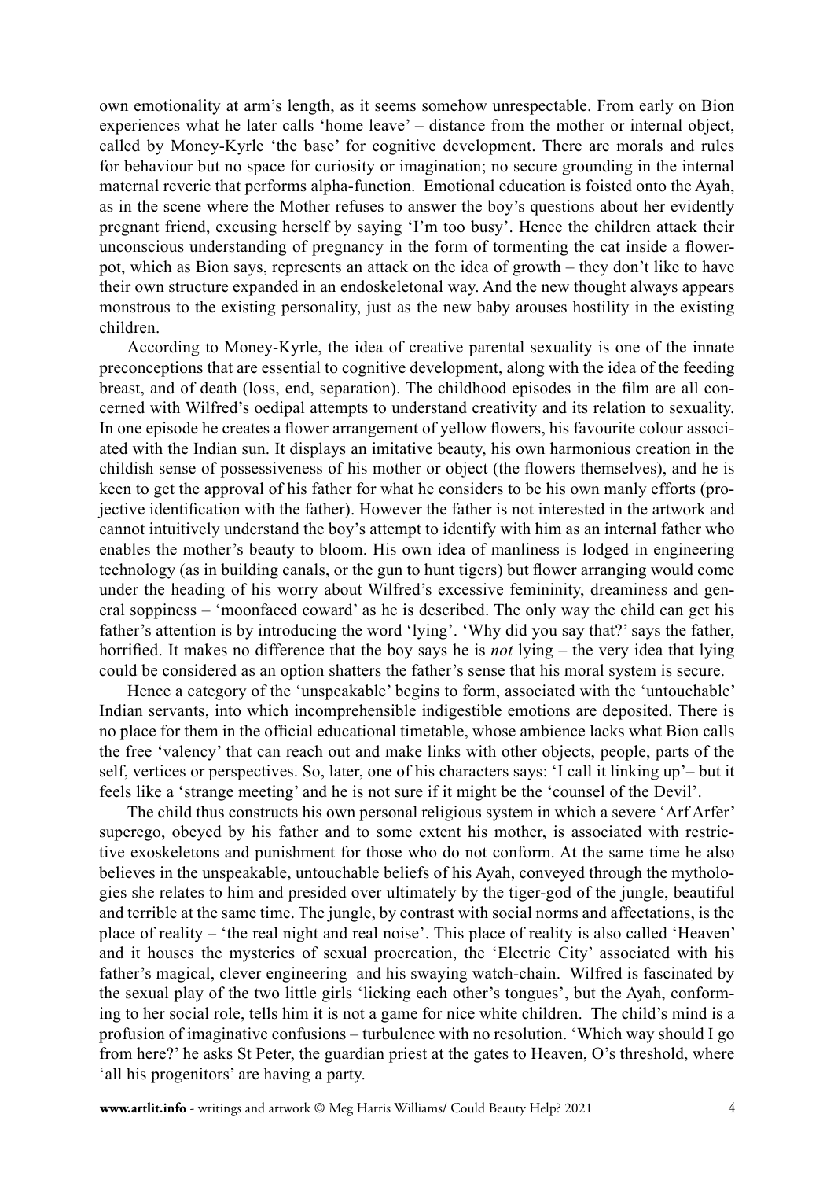own emotionality at arm's length, as it seems somehow unrespectable. From early on Bion experiences what he later calls 'home leave' – distance from the mother or internal object, called by Money-Kyrle 'the base' for cognitive development. There are morals and rules for behaviour but no space for curiosity or imagination; no secure grounding in the internal maternal reverie that performs alpha-function. Emotional education is foisted onto the Ayah, as in the scene where the Mother refuses to answer the boy's questions about her evidently pregnant friend, excusing herself by saying 'I'm too busy'. Hence the children attack their unconscious understanding of pregnancy in the form of tormenting the cat inside a flower-pot, which as Bion says, represents an attack on the idea of growth – they don't like to have their own structure expanded in an endoskeletonal way. And the new thought always appears monstrous to the existing personality, just as the new baby arouses hostility in the existing children.

According to Money-Kyrle, the idea of creative parental sexuality is one of the innate preconceptions that are essential to cognitive development, along with the idea of the feeding breast, and of death (loss, end, separation). The childhood episodes in the film are all concerned with Wilfred's oedipal attempts to understand creativity and its relation to sexuality. In one episode he creates a flower arrangement of yellow flowers, his favourite colour associated with the Indian sun. It displays an imitative beauty, his own harmonious creation in the childish sense of possessiveness of his mother or object (the flowers themselves), and he is keen to get the approval of his father for what he considers to be his own manly efforts (projective identification with the father). However the father is not interested in the artwork and cannot intuitively understand the boy's attempt to identify with him as an internal father who enables the mother's beauty to bloom. His own idea of manliness is lodged in engineering technology (as in building canals, or the gun to hunt tigers) but flower arranging would come under the heading of his worry about Wilfred's excessive femininity, dreaminess and general soppiness – 'moonfaced coward' as he is described. The only way the child can get his father's attention is by introducing the word 'lying'. 'Why did you say that?' says the father, horrified. It makes no difference that the boy says he is *not* lying – the very idea that lying could be considered as an option shatters the father's sense that his moral system is secure.

Hence a category of the 'unspeakable' begins to form, associated with the 'untouchable' Indian servants, into which incomprehensible indigestible emotions are deposited. There is no place for them in the official educational timetable, whose ambience lacks what Bion calls the free 'valency' that can reach out and make links with other objects, people, parts of the self, vertices or perspectives. So, later, one of his characters says: 'I call it linking up'– but it feels like a 'strange meeting' and he is not sure if it might be the 'counsel of the Devil'.

The child thus constructs his own personal religious system in which a severe 'Arf Arfer' superego, obeyed by his father and to some extent his mother, is associated with restrictive exoskeletons and punishment for those who do not conform. At the same time he also believes in the unspeakable, untouchable beliefs of his Ayah, conveyed through the mythologies she relates to him and presided over ultimately by the tiger-god of the jungle, beautiful and terrible at the same time. The jungle, by contrast with social norms and affectations, is the place of reality – 'the real night and real noise'. This place of reality is also called 'Heaven' and it houses the mysteries of sexual procreation, the 'Electric City' associated with his father's magical, clever engineering and his swaying watch-chain. Wilfred is fascinated by the sexual play of the two little girls 'licking each other's tongues', but the Ayah, conforming to her social role, tells him it is not a game for nice white children. The child's mind is a profusion of imaginative confusions – turbulence with no resolution. 'Which way should I go from here?' he asks St Peter, the guardian priest at the gates to Heaven, O's threshold, where 'all his progenitors' are having a party.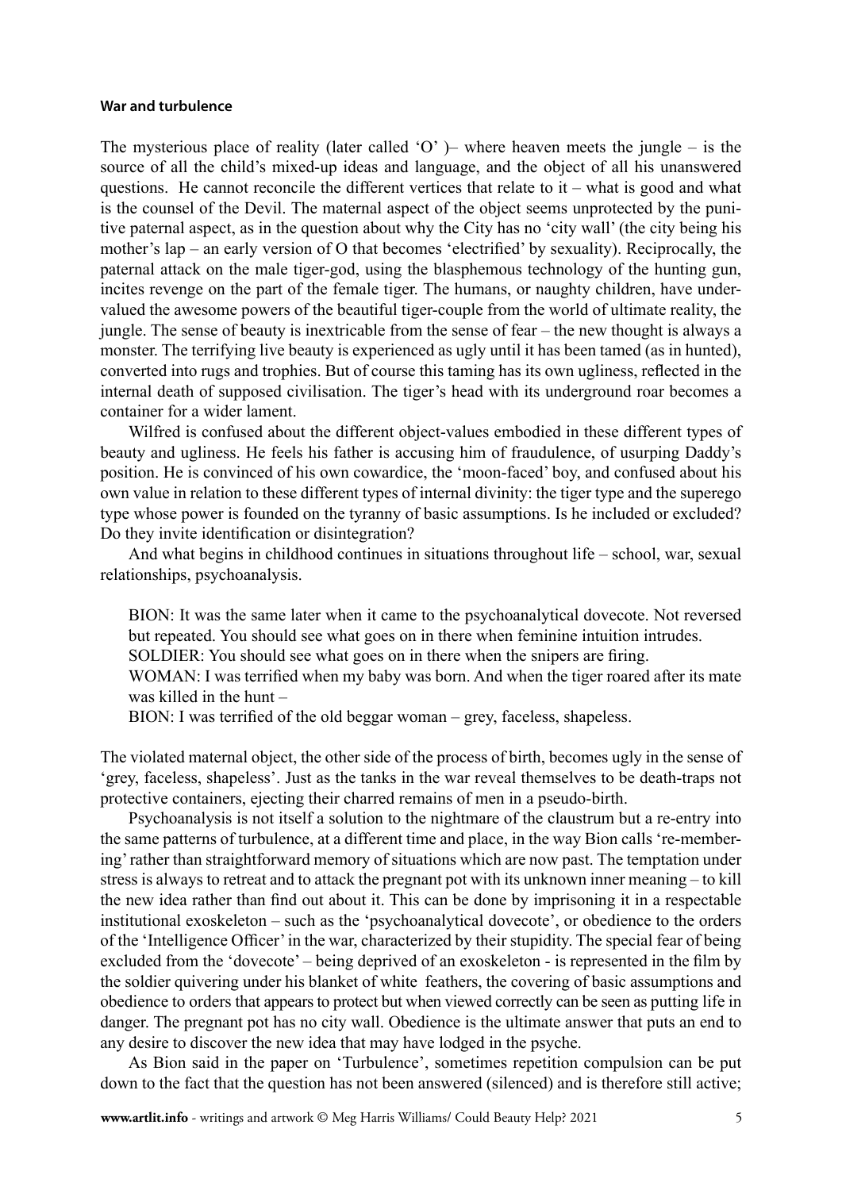**War and turbulence**

The mysterious place of reality (later called 'O' )– where heaven meets the jungle – is the source of all the child's mixed-up ideas and language, and the object of all his unanswered questions. He cannot reconcile the different vertices that relate to it – what is good and what is the counsel of the Devil. The maternal aspect of the object seems unprotected by the punitive paternal aspect, as in the question about why the City has no 'city wall' (the city being his mother's lap – an early version of O that becomes 'electrified' by sexuality). Reciprocally, the paternal attack on the male tiger-god, using the blasphemous technology of the hunting gun, incites revenge on the part of the female tiger. The humans, or naughty children, have undervalued the awesome powers of the beautiful tiger-couple from the world of ultimate reality, the jungle. The sense of beauty is inextricable from the sense of fear – the new thought is always a monster. The terrifying live beauty is experienced as ugly until it has been tamed (as in hunted), converted into rugs and trophies. But of course this taming has its own ugliness, reflected in the internal death of supposed civilisation. The tiger's head with its underground roar becomes a container for a wider lament.

Wilfred is confused about the different object-values embodied in these different types of beauty and ugliness. He feels his father is accusing him of fraudulence, of usurping Daddy's position. He is convinced of his own cowardice, the 'moon-faced' boy, and confused about his own value in relation to these different types of internal divinity: the tiger type and the superego type whose power is founded on the tyranny of basic assumptions. Is he included or excluded? Do they invite identification or disintegration?

And what begins in childhood continues in situations throughout life – school, war, sexual relationships, psychoanalysis.

> BION: It was the same later when it came to the psychoanalytical dovecote. Not reversed but repeated. You should see what goes on in there when feminine intuition intrudes.
> SOLDIER: You should see what goes on in there when the snipers are firing.
> WOMAN: I was terrified when my baby was born. And when the tiger roared after its mate was killed in the hunt –
> BION: I was terrified of the old beggar woman – grey, faceless, shapeless.

The violated maternal object, the other side of the process of birth, becomes ugly in the sense of 'grey, faceless, shapeless'. Just as the tanks in the war reveal themselves to be death-traps not protective containers, ejecting their charred remains of men in a pseudo-birth.

Psychoanalysis is not itself a solution to the nightmare of the claustrum but a re-entry into the same patterns of turbulence, at a different time and place, in the way Bion calls 're-membering' rather than straightforward memory of situations which are now past. The temptation under stress is always to retreat and to attack the pregnant pot with its unknown inner meaning – to kill the new idea rather than find out about it. This can be done by imprisoning it in a respectable institutional exoskeleton – such as the 'psychoanalytical dovecote', or obedience to the orders of the 'Intelligence Officer' in the war, characterized by their stupidity. The special fear of being excluded from the 'dovecote' – being deprived of an exoskeleton - is represented in the film by the soldier quivering under his blanket of white feathers, the covering of basic assumptions and obedience to orders that appears to protect but when viewed correctly can be seen as putting life in danger. The pregnant pot has no city wall. Obedience is the ultimate answer that puts an end to any desire to discover the new idea that may have lodged in the psyche.

As Bion said in the paper on 'Turbulence', sometimes repetition compulsion can be put down to the fact that the question has not been answered (silenced) and is therefore still active;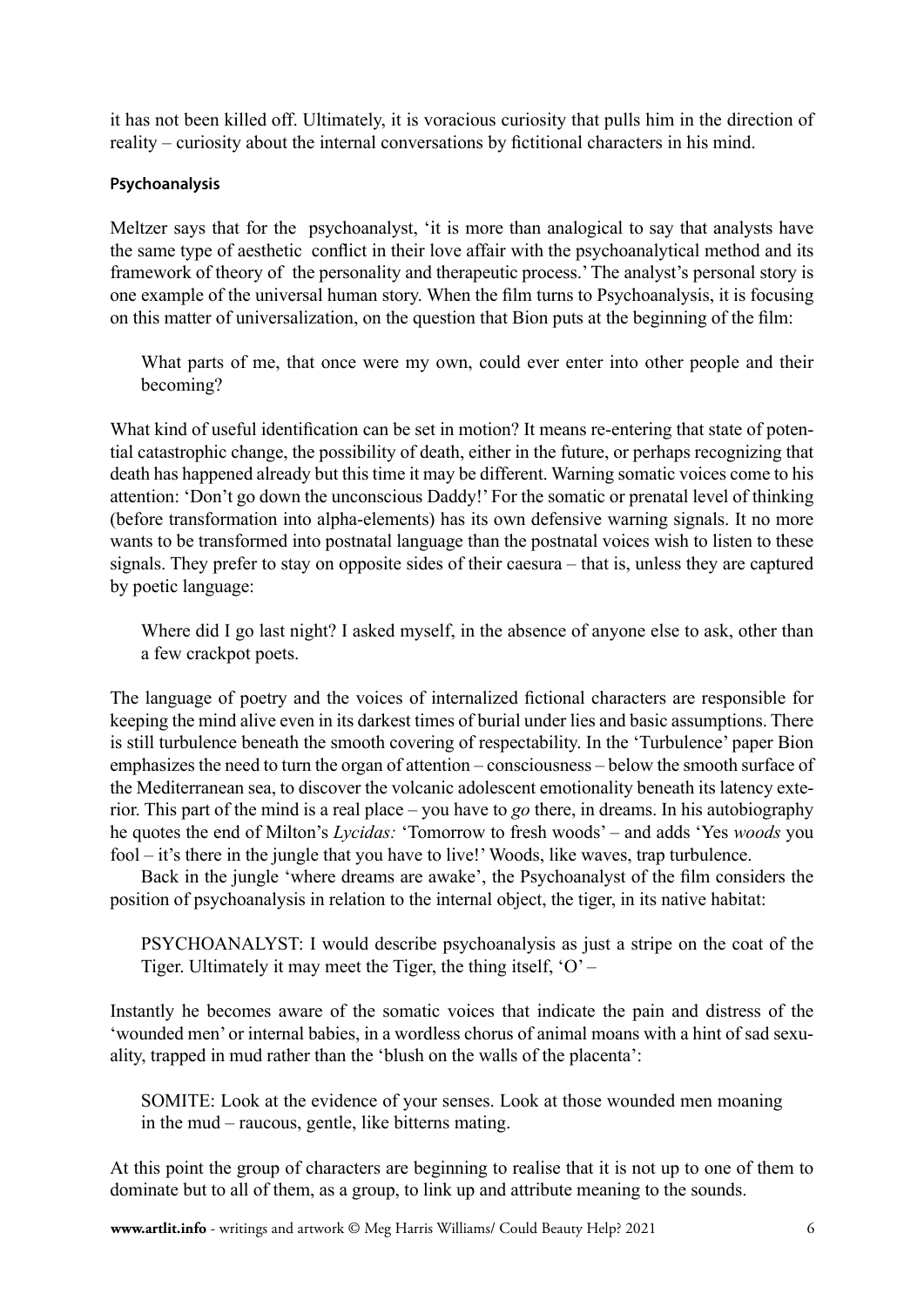it has not been killed off. Ultimately, it is voracious curiosity that pulls him in the direction of reality – curiosity about the internal conversations by fictitional characters in his mind.

**Psychoanalysis**

Meltzer says that for the psychoanalyst, 'it is more than analogical to say that analysts have the same type of aesthetic conflict in their love affair with the psychoanalytical method and its framework of theory of the personality and therapeutic process.' The analyst's personal story is one example of the universal human story. When the film turns to Psychoanalysis, it is focusing on this matter of universalization, on the question that Bion puts at the beginning of the film:

> What parts of me, that once were my own, could ever enter into other people and their becoming?

What kind of useful identification can be set in motion? It means re-entering that state of potential catastrophic change, the possibility of death, either in the future, or perhaps recognizing that death has happened already but this time it may be different. Warning somatic voices come to his attention: 'Don't go down the unconscious Daddy!' For the somatic or prenatal level of thinking (before transformation into alpha-elements) has its own defensive warning signals. It no more wants to be transformed into postnatal language than the postnatal voices wish to listen to these signals. They prefer to stay on opposite sides of their caesura – that is, unless they are captured by poetic language:

> Where did I go last night? I asked myself, in the absence of anyone else to ask, other than a few crackpot poets.

The language of poetry and the voices of internalized fictional characters are responsible for keeping the mind alive even in its darkest times of burial under lies and basic assumptions. There is still turbulence beneath the smooth covering of respectability. In the 'Turbulence' paper Bion emphasizes the need to turn the organ of attention – consciousness – below the smooth surface of the Mediterranean sea, to discover the volcanic adolescent emotionality beneath its latency exterior. This part of the mind is a real place – you have to *go* there, in dreams. In his autobiography he quotes the end of Milton's *Lycidas:* 'Tomorrow to fresh woods' – and adds 'Yes *woods* you fool – it's there in the jungle that you have to live!' Woods, like waves, trap turbulence.

Back in the jungle 'where dreams are awake', the Psychoanalyst of the film considers the position of psychoanalysis in relation to the internal object, the tiger, in its native habitat:

> PSYCHOANALYST: I would describe psychoanalysis as just a stripe on the coat of the Tiger. Ultimately it may meet the Tiger, the thing itself, 'O' –

Instantly he becomes aware of the somatic voices that indicate the pain and distress of the 'wounded men' or internal babies, in a wordless chorus of animal moans with a hint of sad sexuality, trapped in mud rather than the 'blush on the walls of the placenta':

> SOMITE: Look at the evidence of your senses. Look at those wounded men moaning in the mud – raucous, gentle, like bitterns mating.

At this point the group of characters are beginning to realise that it is not up to one of them to dominate but to all of them, as a group, to link up and attribute meaning to the sounds.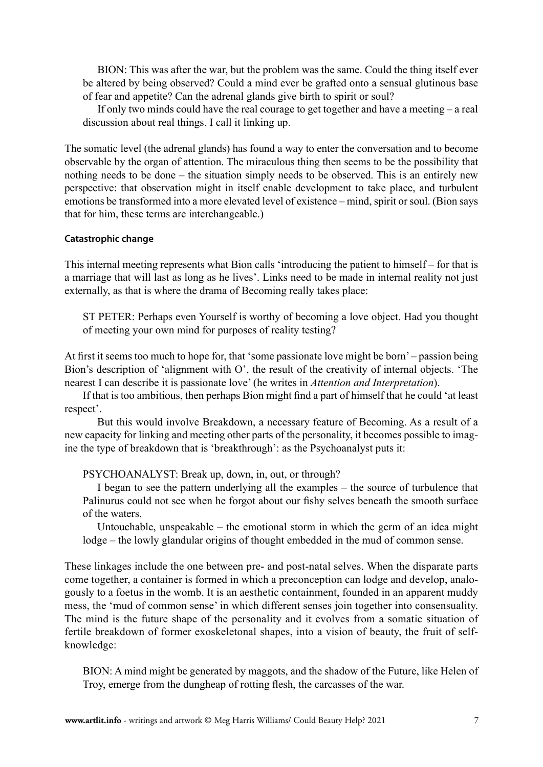> BION: This was after the war, but the problem was the same. Could the thing itself ever be altered by being observed? Could a mind ever be grafted onto a sensual glutinous base of fear and appetite? Can the adrenal glands give birth to spirit or soul?
>
> If only two minds could have the real courage to get together and have a meeting – a real discussion about real things. I call it linking up.

The somatic level (the adrenal glands) has found a way to enter the conversation and to become observable by the organ of attention. The miraculous thing then seems to be the possibility that nothing needs to be done – the situation simply needs to be observed. This is an entirely new perspective: that observation might in itself enable development to take place, and turbulent emotions be transformed into a more elevated level of existence – mind, spirit or soul. (Bion says that for him, these terms are interchangeable.)

#### Catastrophic change

This internal meeting represents what Bion calls 'introducing the patient to himself – for that is a marriage that will last as long as he lives'. Links need to be made in internal reality not just externally, as that is where the drama of Becoming really takes place:

> ST PETER: Perhaps even Yourself is worthy of becoming a love object. Had you thought of meeting your own mind for purposes of reality testing?

At first it seems too much to hope for, that 'some passionate love might be born' – passion being Bion's description of 'alignment with O', the result of the creativity of internal objects. 'The nearest I can describe it is passionate love' (he writes in *Attention and Interpretation*).

If that is too ambitious, then perhaps Bion might find a part of himself that he could 'at least respect'.

But this would involve Breakdown, a necessary feature of Becoming. As a result of a new capacity for linking and meeting other parts of the personality, it becomes possible to imagine the type of breakdown that is 'breakthrough': as the Psychoanalyst puts it:

> PSYCHOANALYST: Break up, down, in, out, or through?
>
> I began to see the pattern underlying all the examples – the source of turbulence that Palinurus could not see when he forgot about our fishy selves beneath the smooth surface of the waters.
>
> Untouchable, unspeakable – the emotional storm in which the germ of an idea might lodge – the lowly glandular origins of thought embedded in the mud of common sense.

These linkages include the one between pre- and post-natal selves. When the disparate parts come together, a container is formed in which a preconception can lodge and develop, analogously to a foetus in the womb. It is an aesthetic containment, founded in an apparent muddy mess, the 'mud of common sense' in which different senses join together into consensuality. The mind is the future shape of the personality and it evolves from a somatic situation of fertile breakdown of former exoskeletonal shapes, into a vision of beauty, the fruit of self-knowledge:

> BION: A mind might be generated by maggots, and the shadow of the Future, like Helen of Troy, emerge from the dungheap of rotting flesh, the carcasses of the war.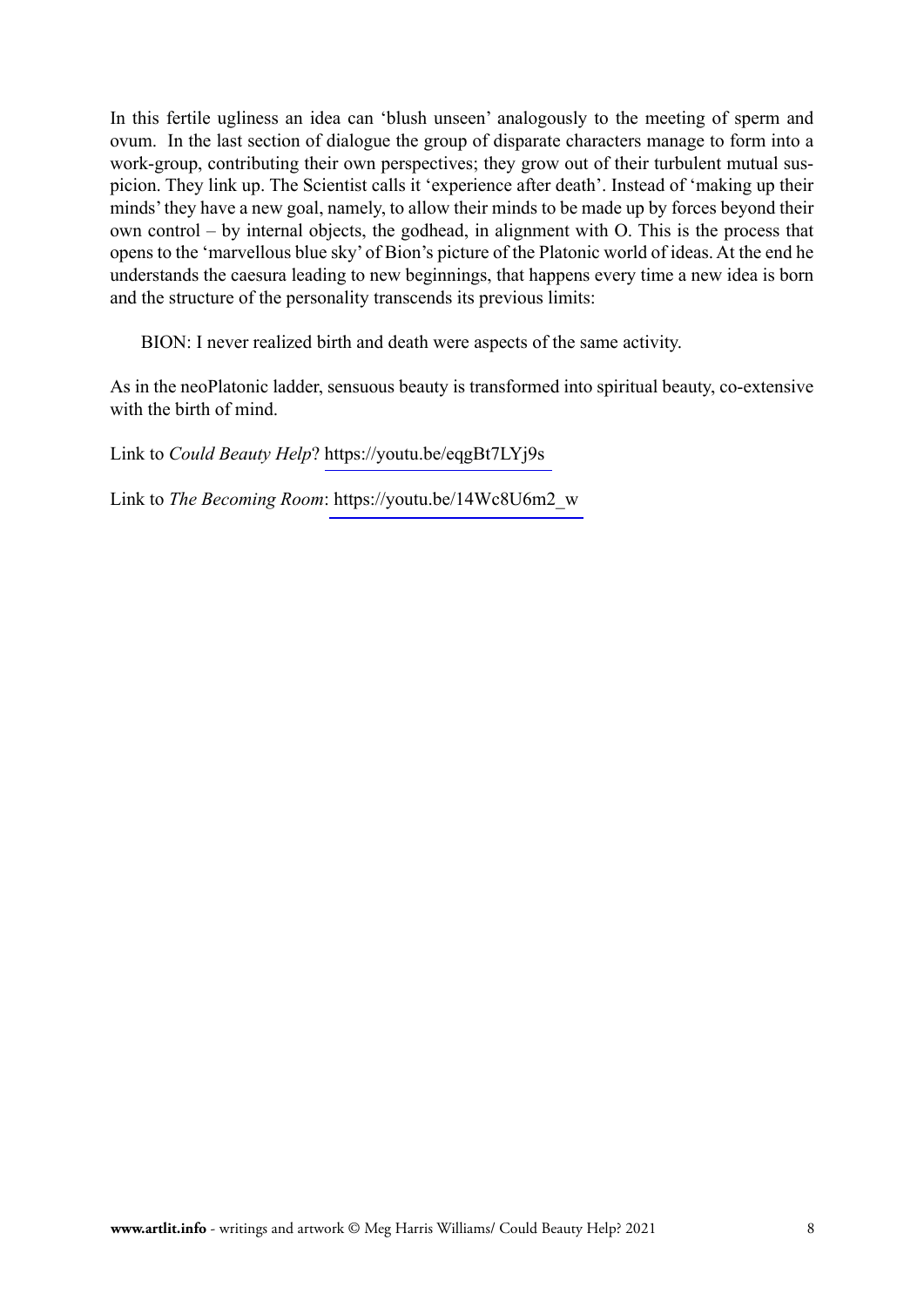In this fertile ugliness an idea can 'blush unseen' analogously to the meeting of sperm and ovum. In the last section of dialogue the group of disparate characters manage to form into a work-group, contributing their own perspectives; they grow out of their turbulent mutual suspicion. They link up. The Scientist calls it 'experience after death'. Instead of 'making up their minds' they have a new goal, namely, to allow their minds to be made up by forces beyond their own control – by internal objects, the godhead, in alignment with O. This is the process that opens to the 'marvellous blue sky' of Bion's picture of the Platonic world of ideas. At the end he understands the caesura leading to new beginnings, that happens every time a new idea is born and the structure of the personality transcends its previous limits:

> BION: I never realized birth and death were aspects of the same activity.

As in the neoPlatonic ladder, sensuous beauty is transformed into spiritual beauty, co-extensive with the birth of mind.

Link to *Could Beauty Help*? https://youtu.be/eqgBt7LYj9s

Link to *The Becoming Room*: https://youtu.be/14Wc8U6m2_w